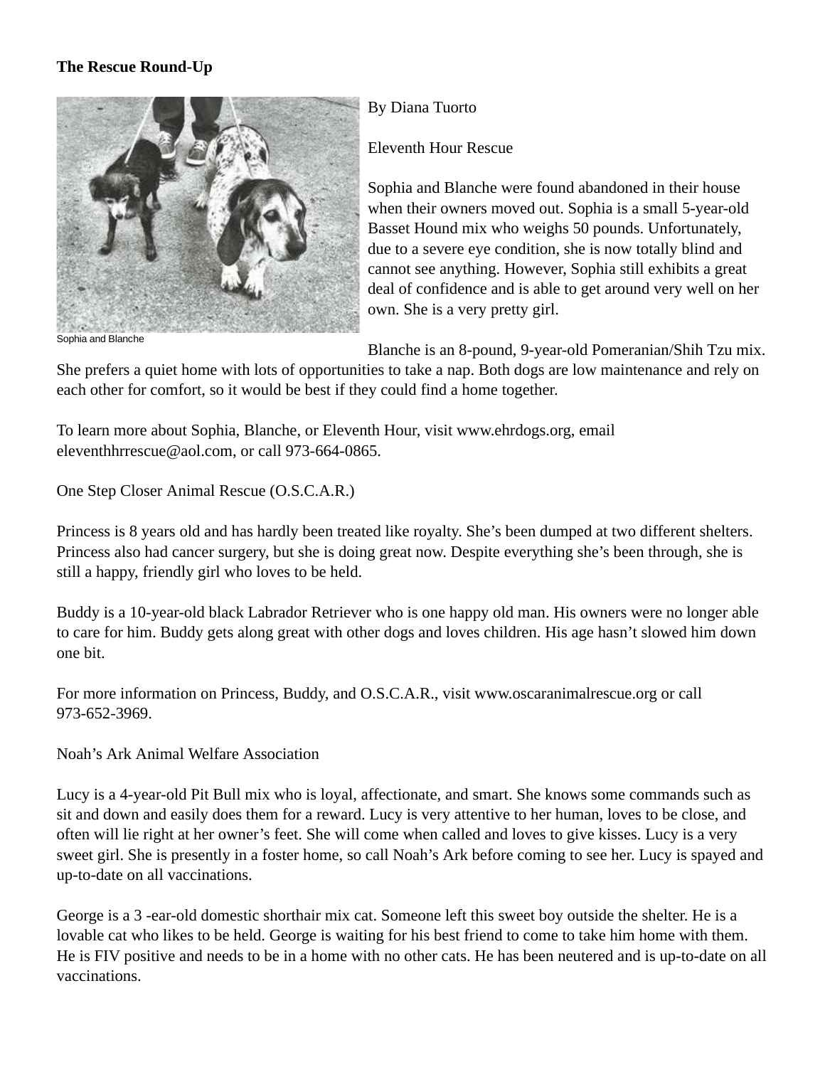**The Rescue Round-Up**

Sophia and Blanche

By Diana Tuorto

Eleventh Hour Rescue

Sophia and Blanche were found abandoned in their house when their owners moved out. Sophia is a small 5-year-old Basset Hound mix who weighs 50 pounds. Unfortunately, due to a severe eye condition, she is now totally blind and cannot see anything. However, Sophia still exhibits a great deal of confidence and is able to get around very well on her own. She is a very pretty girl.

Blanche is an 8-pound, 9-year-old Pomeranian/Shih Tzu mix. She prefers a quiet home with lots of opportunities to take a nap. Both dogs are low maintenance and rely on each other for comfort, so it would be best if they could find a home together.

To learn more about Sophia, Blanche, or Eleventh Hour, visit www.ehrdogs.org, email eleventhhrrescue@aol.com, or call 973-664-0865.

One Step Closer Animal Rescue (O.S.C.A.R.)

Princess is 8 years old and has hardly been treated like royalty. She's been dumped at two different shelters. Princess also had cancer surgery, but she is doing great now. Despite everything she's been through, she is still a happy, friendly girl who loves to be held.

Buddy is a 10-year-old black Labrador Retriever who is one happy old man. His owners were no longer able to care for him. Buddy gets along great with other dogs and loves children. His age hasn't slowed him down one bit.

For more information on Princess, Buddy, and O.S.C.A.R., visit www.oscaranimalrescue.org or call 973-652-3969.

Noah's Ark Animal Welfare Association

Lucy is a 4-year-old Pit Bull mix who is loyal, affectionate, and smart. She knows some commands such as sit and down and easily does them for a reward. Lucy is very attentive to her human, loves to be close, and often will lie right at her owner's feet. She will come when called and loves to give kisses. Lucy is a very sweet girl. She is presently in a foster home, so call Noah's Ark before coming to see her. Lucy is spayed and up-to-date on all vaccinations.

George is a 3 -ear-old domestic shorthair mix cat. Someone left this sweet boy outside the shelter. He is a lovable cat who likes to be held. George is waiting for his best friend to come to take him home with them. He is FIV positive and needs to be in a home with no other cats. He has been neutered and is up-to-date on all vaccinations.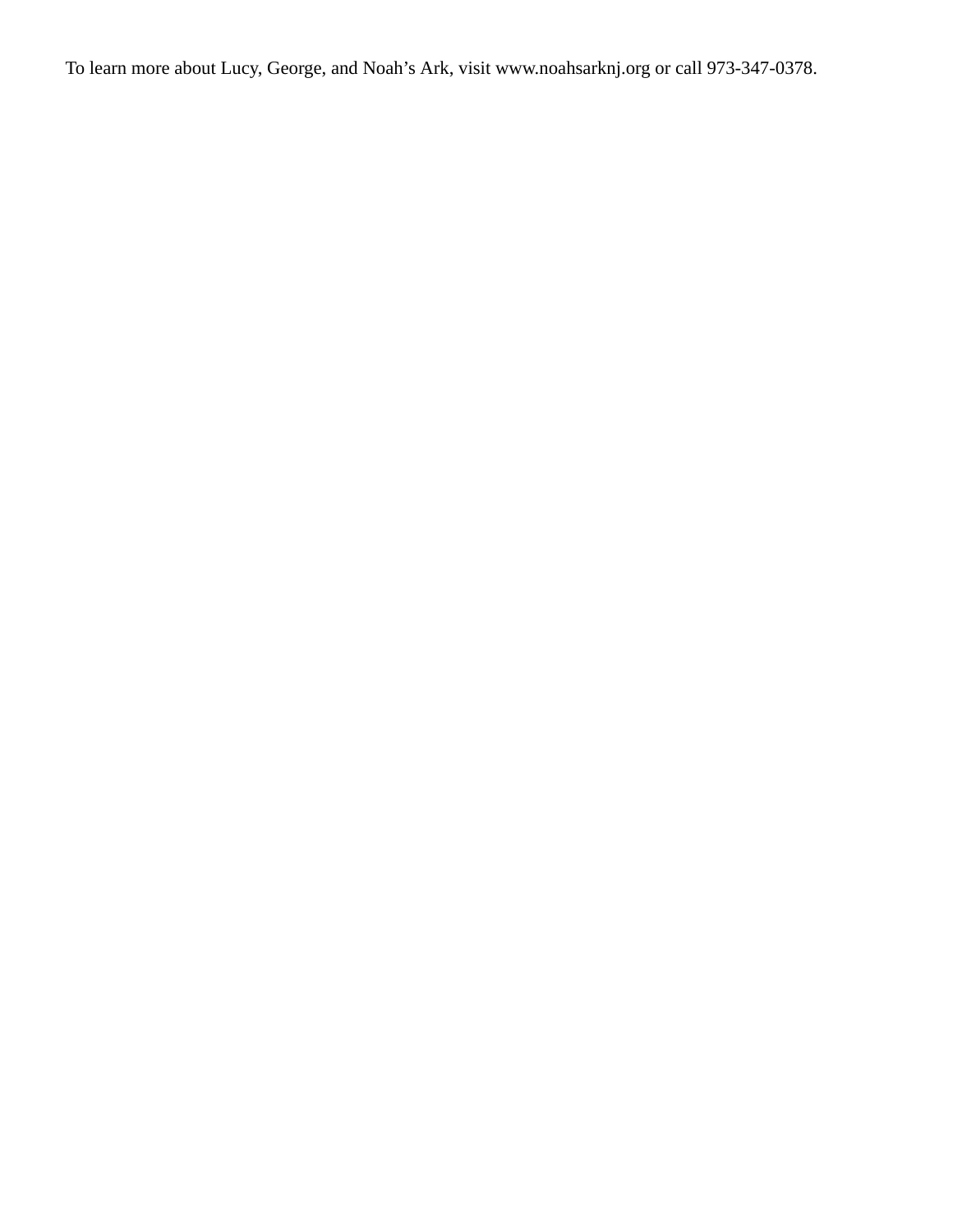To learn more about Lucy, George, and Noah's Ark, visit www.noahsarknj.org or call 973-347-0378.